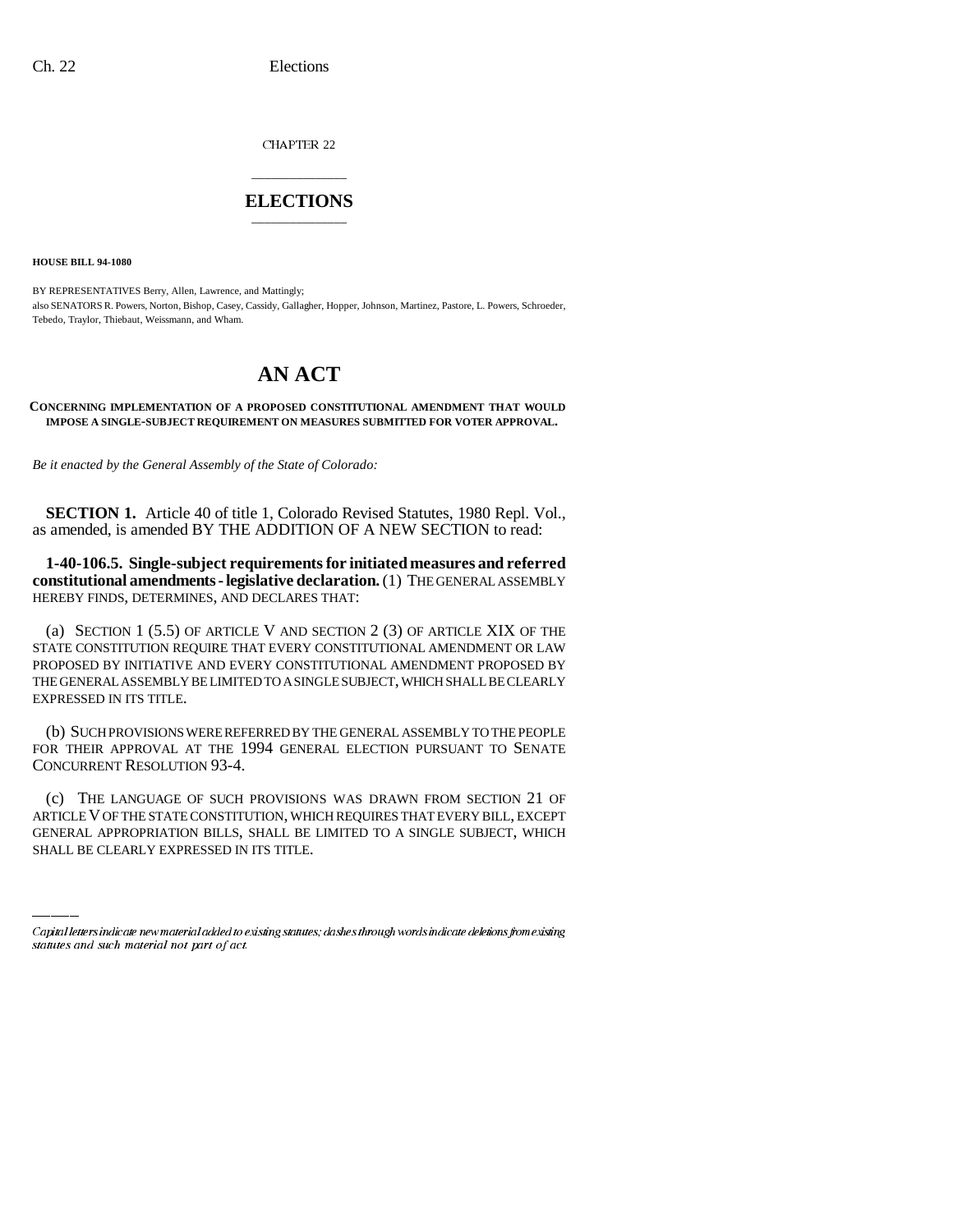CHAPTER 22

# ELECTIONS

**HOUSE BILL 94-1080**

BY REPRESENTATIVES Berry, Allen, Lawrence, and Mattingly;
also SENATORS R. Powers, Norton, Bishop, Casey, Cassidy, Gallagher, Hopper, Johnson, Martinez, Pastore, L. Powers, Schroeder, Tebedo, Traylor, Thiebaut, Weissmann, and Wham.

# AN ACT

**CONCERNING IMPLEMENTATION OF A PROPOSED CONSTITUTIONAL AMENDMENT THAT WOULD IMPOSE A SINGLE-SUBJECT REQUIREMENT ON MEASURES SUBMITTED FOR VOTER APPROVAL.**

*Be it enacted by the General Assembly of the State of Colorado:*

**SECTION 1.** Article 40 of title 1, Colorado Revised Statutes, 1980 Repl. Vol., as amended, is amended BY THE ADDITION OF A NEW SECTION to read:

**1-40-106.5. Single-subject requirements for initiated measures and referred constitutional amendments - legislative declaration.** (1) THE GENERAL ASSEMBLY HEREBY FINDS, DETERMINES, AND DECLARES THAT:

(a) SECTION 1 (5.5) OF ARTICLE V AND SECTION 2 (3) OF ARTICLE XIX OF THE STATE CONSTITUTION REQUIRE THAT EVERY CONSTITUTIONAL AMENDMENT OR LAW PROPOSED BY INITIATIVE AND EVERY CONSTITUTIONAL AMENDMENT PROPOSED BY THE GENERAL ASSEMBLY BE LIMITED TO A SINGLE SUBJECT, WHICH SHALL BE CLEARLY EXPRESSED IN ITS TITLE.

(b) SUCH PROVISIONS WERE REFERRED BY THE GENERAL ASSEMBLY TO THE PEOPLE FOR THEIR APPROVAL AT THE 1994 GENERAL ELECTION PURSUANT TO SENATE CONCURRENT RESOLUTION 93-4.

(c) THE LANGUAGE OF SUCH PROVISIONS WAS DRAWN FROM SECTION 21 OF ARTICLE V OF THE STATE CONSTITUTION, WHICH REQUIRES THAT EVERY BILL, EXCEPT GENERAL APPROPRIATION BILLS, SHALL BE LIMITED TO A SINGLE SUBJECT, WHICH SHALL BE CLEARLY EXPRESSED IN ITS TITLE.

*Capital letters indicate new material added to existing statutes; dashes through words indicate deletions from existing statutes and such material not part of act.*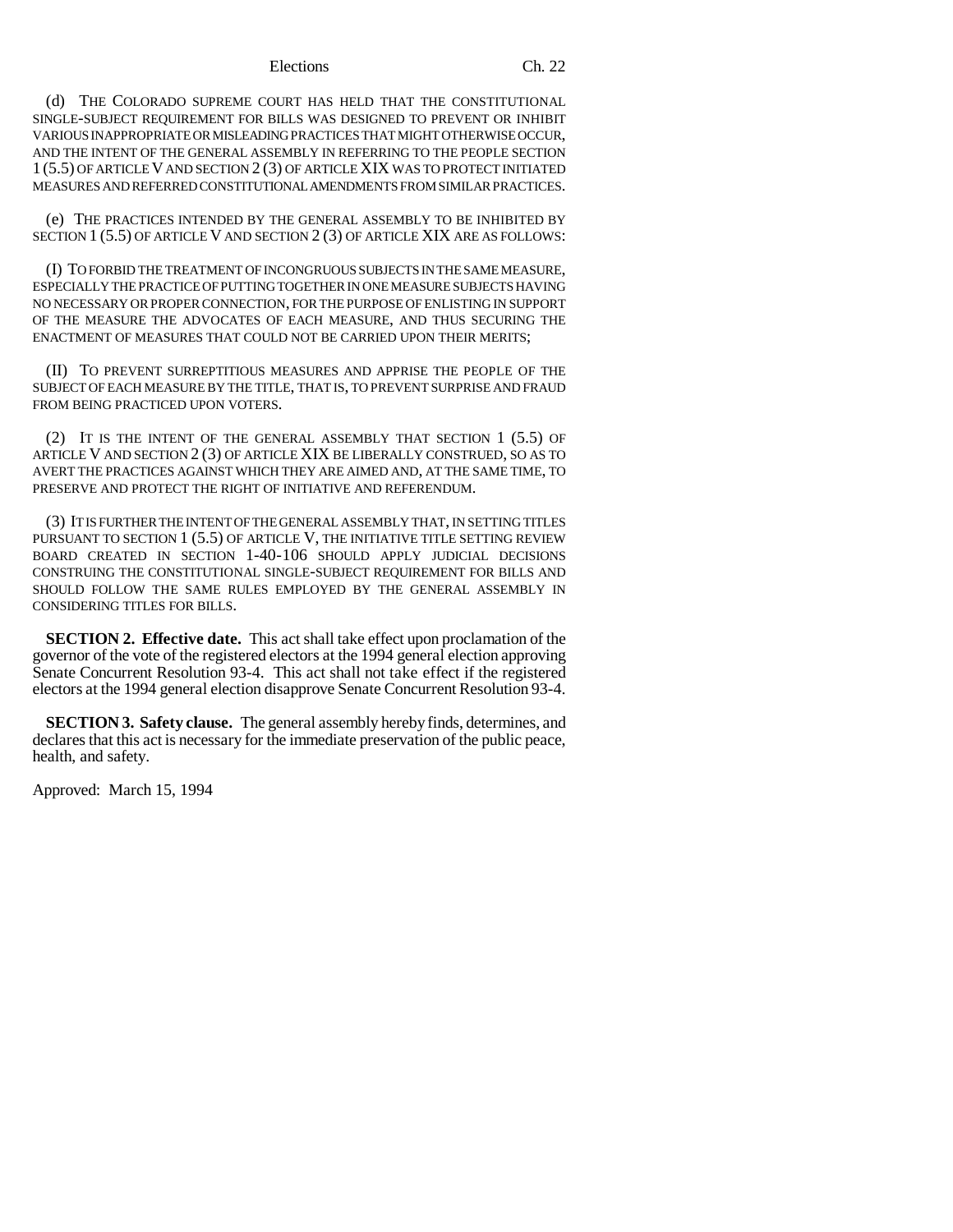(d) THE COLORADO SUPREME COURT HAS HELD THAT THE CONSTITUTIONAL SINGLE-SUBJECT REQUIREMENT FOR BILLS WAS DESIGNED TO PREVENT OR INHIBIT VARIOUS INAPPROPRIATE OR MISLEADING PRACTICES THAT MIGHT OTHERWISE OCCUR, AND THE INTENT OF THE GENERAL ASSEMBLY IN REFERRING TO THE PEOPLE SECTION 1 (5.5) OF ARTICLE V AND SECTION 2 (3) OF ARTICLE XIX WAS TO PROTECT INITIATED MEASURES AND REFERRED CONSTITUTIONAL AMENDMENTS FROM SIMILAR PRACTICES.

(e) THE PRACTICES INTENDED BY THE GENERAL ASSEMBLY TO BE INHIBITED BY SECTION 1 (5.5) OF ARTICLE V AND SECTION 2 (3) OF ARTICLE XIX ARE AS FOLLOWS:

(I) TO FORBID THE TREATMENT OF INCONGRUOUS SUBJECTS IN THE SAME MEASURE, ESPECIALLY THE PRACTICE OF PUTTING TOGETHER IN ONE MEASURE SUBJECTS HAVING NO NECESSARY OR PROPER CONNECTION, FOR THE PURPOSE OF ENLISTING IN SUPPORT OF THE MEASURE THE ADVOCATES OF EACH MEASURE, AND THUS SECURING THE ENACTMENT OF MEASURES THAT COULD NOT BE CARRIED UPON THEIR MERITS;

(II) TO PREVENT SURREPTITIOUS MEASURES AND APPRISE THE PEOPLE OF THE SUBJECT OF EACH MEASURE BY THE TITLE, THAT IS, TO PREVENT SURPRISE AND FRAUD FROM BEING PRACTICED UPON VOTERS.

(2) IT IS THE INTENT OF THE GENERAL ASSEMBLY THAT SECTION 1 (5.5) OF ARTICLE V AND SECTION 2 (3) OF ARTICLE XIX BE LIBERALLY CONSTRUED, SO AS TO AVERT THE PRACTICES AGAINST WHICH THEY ARE AIMED AND, AT THE SAME TIME, TO PRESERVE AND PROTECT THE RIGHT OF INITIATIVE AND REFERENDUM.

(3) IT IS FURTHER THE INTENT OF THE GENERAL ASSEMBLY THAT, IN SETTING TITLES PURSUANT TO SECTION 1 (5.5) OF ARTICLE V, THE INITIATIVE TITLE SETTING REVIEW BOARD CREATED IN SECTION 1-40-106 SHOULD APPLY JUDICIAL DECISIONS CONSTRUING THE CONSTITUTIONAL SINGLE-SUBJECT REQUIREMENT FOR BILLS AND SHOULD FOLLOW THE SAME RULES EMPLOYED BY THE GENERAL ASSEMBLY IN CONSIDERING TITLES FOR BILLS.

**SECTION 2. Effective date.** This act shall take effect upon proclamation of the governor of the vote of the registered electors at the 1994 general election approving Senate Concurrent Resolution 93-4. This act shall not take effect if the registered electors at the 1994 general election disapprove Senate Concurrent Resolution 93-4.

**SECTION 3. Safety clause.** The general assembly hereby finds, determines, and declares that this act is necessary for the immediate preservation of the public peace, health, and safety.

Approved: March 15, 1994